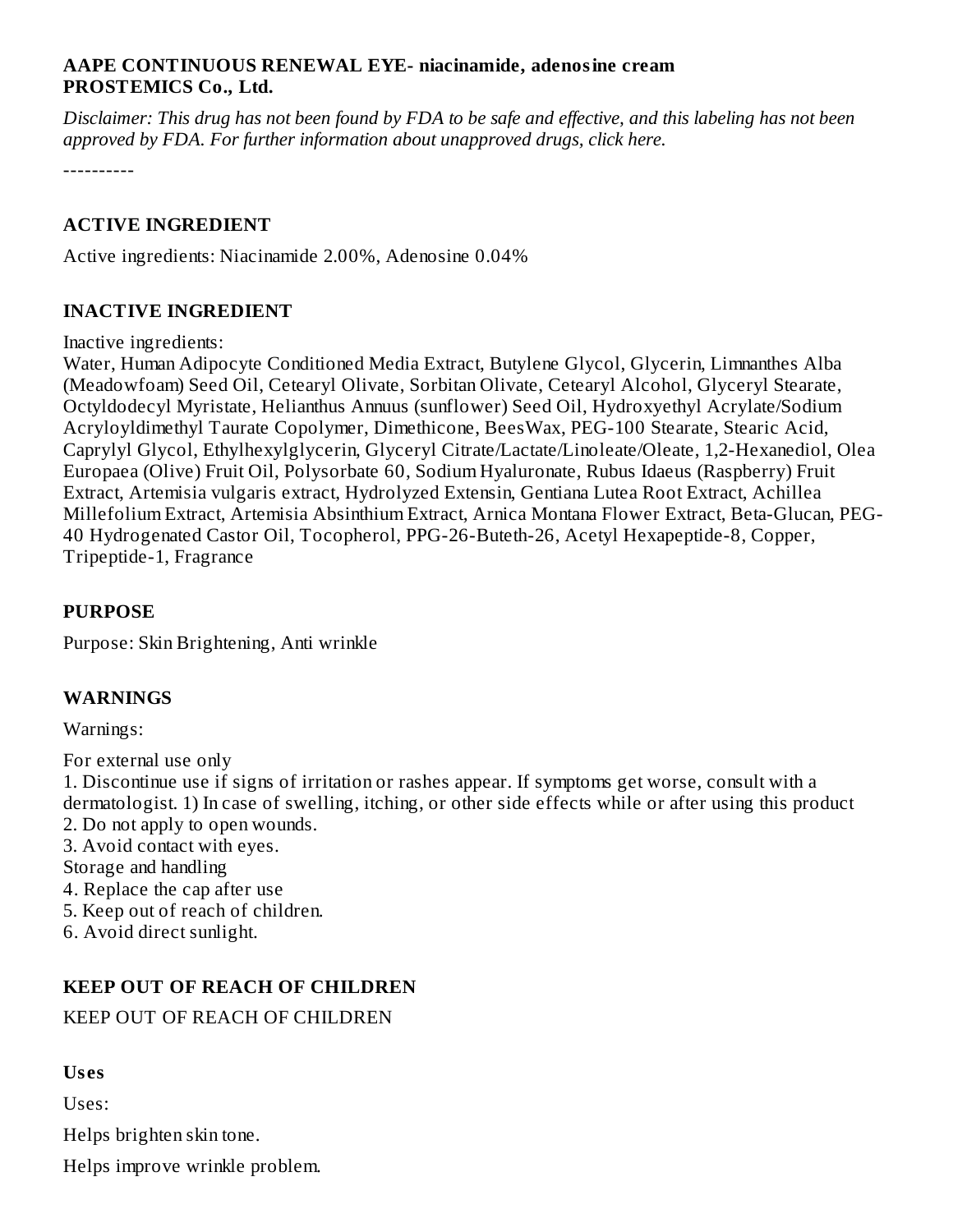**AAPE CONTINUOUS RENEWAL EYE- niacinamide, adenosine cream**
**PROSTEMICS Co., Ltd.**

*Disclaimer: This drug has not been found by FDA to be safe and effective, and this labeling has not been approved by FDA. For further information about unapproved drugs, click here.*

----------

## ACTIVE INGREDIENT

Active ingredients: Niacinamide 2.00%, Adenosine 0.04%

## INACTIVE INGREDIENT

Inactive ingredients:
Water, Human Adipocyte Conditioned Media Extract, Butylene Glycol, Glycerin, Limnanthes Alba (Meadowfoam) Seed Oil, Cetearyl Olivate, Sorbitan Olivate, Cetearyl Alcohol, Glyceryl Stearate, Octyldodecyl Myristate, Helianthus Annuus (sunflower) Seed Oil, Hydroxyethyl Acrylate/Sodium Acryloyldimethyl Taurate Copolymer, Dimethicone, BeesWax, PEG-100 Stearate, Stearic Acid, Caprylyl Glycol, Ethylhexylglycerin, Glyceryl Citrate/Lactate/Linoleate/Oleate, 1,2-Hexanediol, Olea Europaea (Olive) Fruit Oil, Polysorbate 60, Sodium Hyaluronate, Rubus Idaeus (Raspberry) Fruit Extract, Artemisia vulgaris extract, Hydrolyzed Extensin, Gentiana Lutea Root Extract, Achillea Millefolium Extract, Artemisia Absinthium Extract, Arnica Montana Flower Extract, Beta-Glucan, PEG-40 Hydrogenated Castor Oil, Tocopherol, PPG-26-Buteth-26, Acetyl Hexapeptide-8, Copper, Tripeptide-1, Fragrance

## PURPOSE

Purpose: Skin Brightening, Anti wrinkle

## WARNINGS

Warnings:

For external use only
1. Discontinue use if signs of irritation or rashes appear. If symptoms get worse, consult with a dermatologist. 1) In case of swelling, itching, or other side effects while or after using this product
2. Do not apply to open wounds.
3. Avoid contact with eyes.
Storage and handling
4. Replace the cap after use
5. Keep out of reach of children.
6. Avoid direct sunlight.

## KEEP OUT OF REACH OF CHILDREN

KEEP OUT OF REACH OF CHILDREN

## Uses

Uses:

Helps brighten skin tone.

Helps improve wrinkle problem.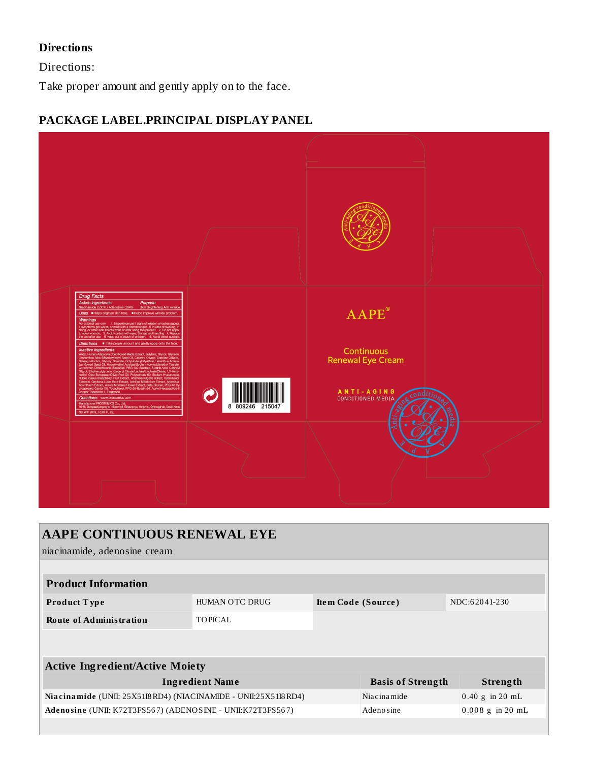### Directions

Directions:

Take proper amount and gently apply on to the face.

### PACKAGE LABEL.PRINCIPAL DISPLAY PANEL

## AAPE CONTINUOUS RENEWAL EYE

niacinamide, adenosine cream

| Product Information | | | |
|---|---|---|---|
| **Product Type** | HUMAN OTC DRUG | **Item Code (Source)** | NDC:62041-230 |
| **Route of Administration** | TOPICAL | | |

| Active Ingredient/Active Moiety | | |
|---|---|---|
| **Ingredient Name** | **Basis of Strength** | **Strength** |
| **Niacinamide** (UNII: 25X51I8RD4) (NIACINAMIDE - UNII:25X51I8RD4) | Niacinamide | 0.40 g in 20 mL |
| **Adenosine** (UNII: K72T3FS567) (ADENOSINE - UNII:K72T3FS567) | Adenosine | 0.008 g in 20 mL |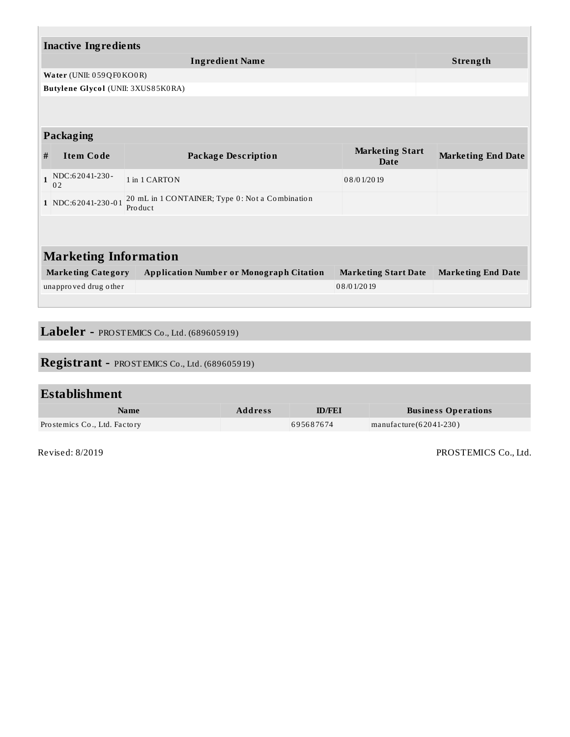### Inactive Ingredients

| Ingredient Name | Strength |
|---|---|
| **Water** (UNII: 059QF0KO0R) | |
| **Butylene Glycol** (UNII: 3XUS85K0RA) | |

### Packaging

| # | Item Code | Package Description | Marketing Start Date | Marketing End Date |
|---|---|---|---|---|
| 1 | NDC:62041-230-02 | 1 in 1 CARTON | 08/01/2019 | |
| 1 | NDC:62041-230-01 | 20 mL in 1 CONTAINER; Type 0: Not a Combination Product | | |

## Marketing Information

| Marketing Category | Application Number or Monograph Citation | Marketing Start Date | Marketing End Date |
|---|---|---|---|
| unapproved drug other | | 08/01/2019 | |

## Labeler - PROSTEMICS Co., Ltd. (689605919)

## Registrant - PROSTEMICS Co., Ltd. (689605919)

## Establishment

| Name | Address | ID/FEI | Business Operations |
|---|---|---|---|
| Prostemics Co., Ltd. Factory | | 695687674 | manufacture(62041-230) |

Revised: 8/2019

PROSTEMICS Co., Ltd.